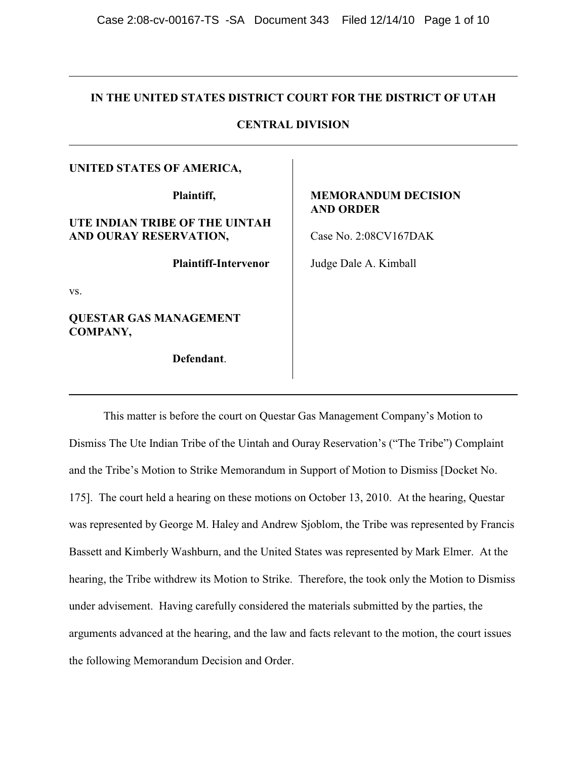# IN THE UNITED STATES DISTRICT COURT FOR THE DISTRICT OF UTAH

## CENTRAL DIVISION

**UNITED STATES OF AMERICA,**

**Plaintiff,**

**UTE INDIAN TRIBE OF THE UINTAH AND OURAY RESERVATION,**

**Plaintiff-Intervenor**

vs.

**QUESTAR GAS MANAGEMENT COMPANY,**

**Defendant**.

**MEMORANDUM DECISION AND ORDER**

Case No. 2:08CV167DAK

Judge Dale A. Kimball

This matter is before the court on Questar Gas Management Company's Motion to Dismiss The Ute Indian Tribe of the Uintah and Ouray Reservation's ("The Tribe") Complaint and the Tribe's Motion to Strike Memorandum in Support of Motion to Dismiss [Docket No. 175]. The court held a hearing on these motions on October 13, 2010. At the hearing, Questar was represented by George M. Haley and Andrew Sjoblom, the Tribe was represented by Francis Bassett and Kimberly Washburn, and the United States was represented by Mark Elmer. At the hearing, the Tribe withdrew its Motion to Strike. Therefore, the took only the Motion to Dismiss under advisement. Having carefully considered the materials submitted by the parties, the arguments advanced at the hearing, and the law and facts relevant to the motion, the court issues the following Memorandum Decision and Order.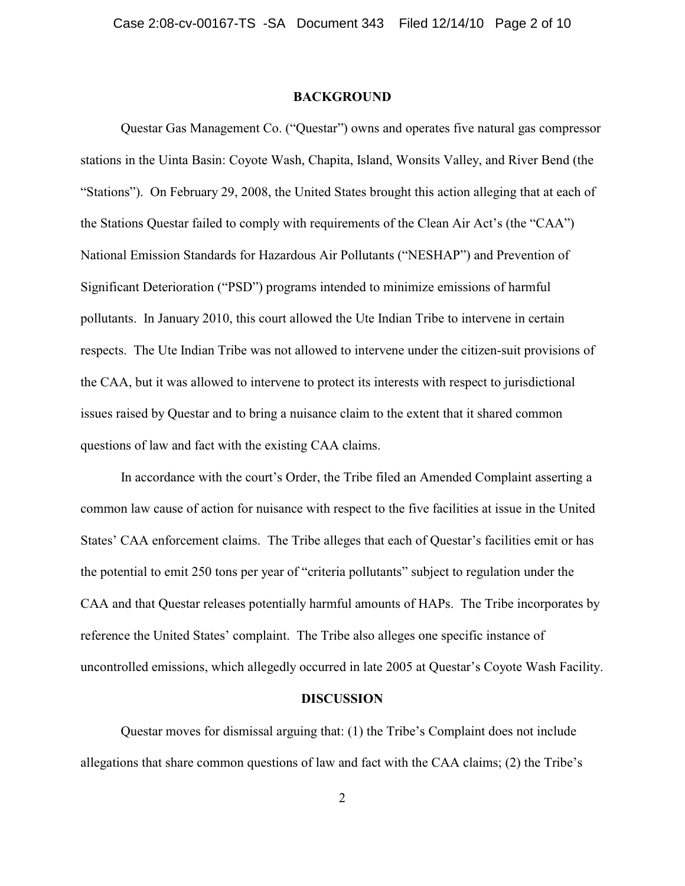## BACKGROUND

Questar Gas Management Co. ("Questar") owns and operates five natural gas compressor stations in the Uinta Basin: Coyote Wash, Chapita, Island, Wonsits Valley, and River Bend (the "Stations"). On February 29, 2008, the United States brought this action alleging that at each of the Stations Questar failed to comply with requirements of the Clean Air Act's (the "CAA") National Emission Standards for Hazardous Air Pollutants ("NESHAP") and Prevention of Significant Deterioration ("PSD") programs intended to minimize emissions of harmful pollutants. In January 2010, this court allowed the Ute Indian Tribe to intervene in certain respects. The Ute Indian Tribe was not allowed to intervene under the citizen-suit provisions of the CAA, but it was allowed to intervene to protect its interests with respect to jurisdictional issues raised by Questar and to bring a nuisance claim to the extent that it shared common questions of law and fact with the existing CAA claims.

In accordance with the court's Order, the Tribe filed an Amended Complaint asserting a common law cause of action for nuisance with respect to the five facilities at issue in the United States' CAA enforcement claims. The Tribe alleges that each of Questar's facilities emit or has the potential to emit 250 tons per year of "criteria pollutants" subject to regulation under the CAA and that Questar releases potentially harmful amounts of HAPs. The Tribe incorporates by reference the United States' complaint. The Tribe also alleges one specific instance of uncontrolled emissions, which allegedly occurred in late 2005 at Questar's Coyote Wash Facility.

## DISCUSSION

Questar moves for dismissal arguing that: (1) the Tribe's Complaint does not include allegations that share common questions of law and fact with the CAA claims; (2) the Tribe's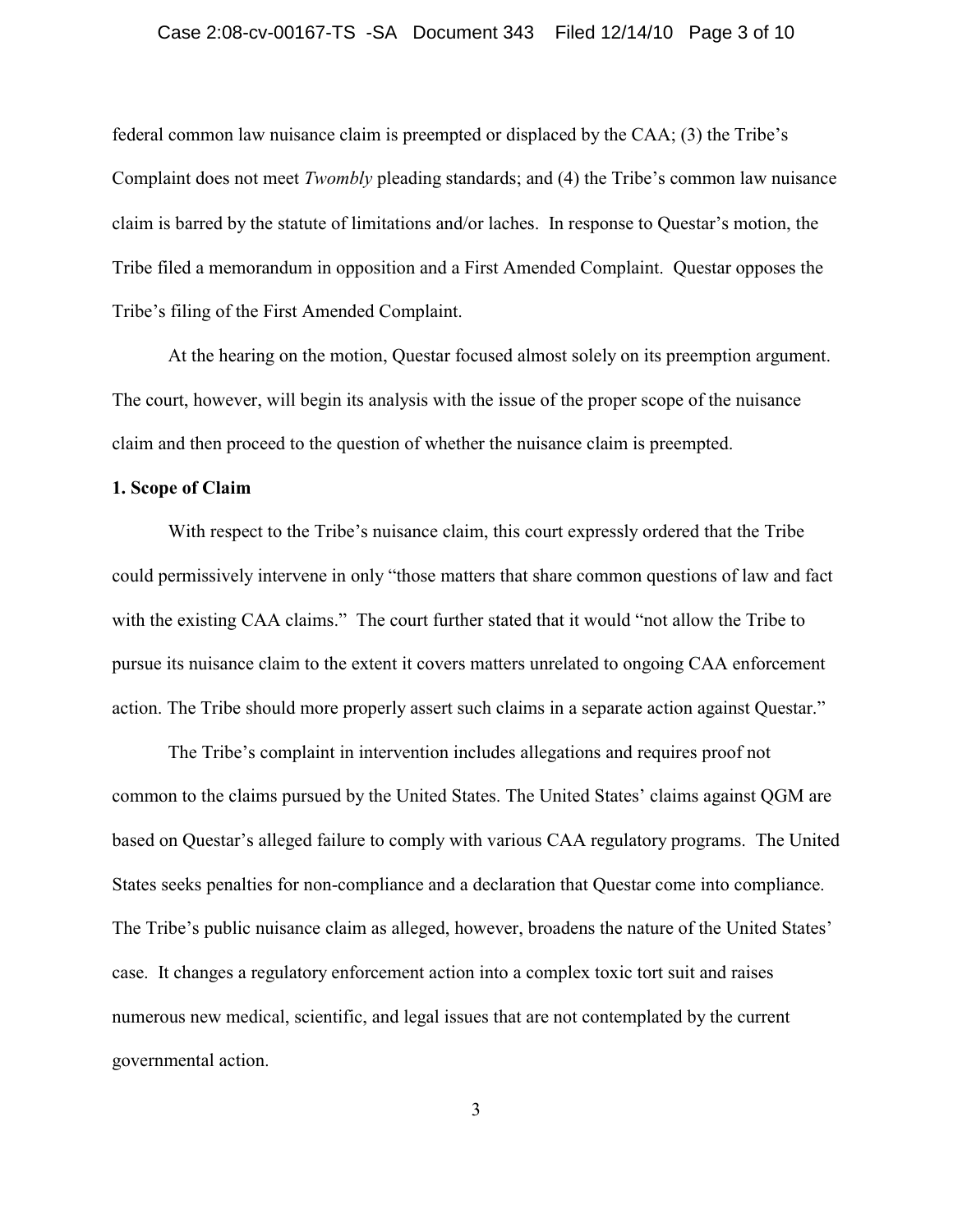federal common law nuisance claim is preempted or displaced by the CAA; (3) the Tribe's Complaint does not meet *Twombly* pleading standards; and (4) the Tribe's common law nuisance claim is barred by the statute of limitations and/or laches. In response to Questar's motion, the Tribe filed a memorandum in opposition and a First Amended Complaint. Questar opposes the Tribe's filing of the First Amended Complaint.

At the hearing on the motion, Questar focused almost solely on its preemption argument. The court, however, will begin its analysis with the issue of the proper scope of the nuisance claim and then proceed to the question of whether the nuisance claim is preempted.

**1. Scope of Claim**

With respect to the Tribe's nuisance claim, this court expressly ordered that the Tribe could permissively intervene in only "those matters that share common questions of law and fact with the existing CAA claims." The court further stated that it would "not allow the Tribe to pursue its nuisance claim to the extent it covers matters unrelated to ongoing CAA enforcement action. The Tribe should more properly assert such claims in a separate action against Questar."

The Tribe's complaint in intervention includes allegations and requires proof not common to the claims pursued by the United States. The United States' claims against QGM are based on Questar's alleged failure to comply with various CAA regulatory programs. The United States seeks penalties for non-compliance and a declaration that Questar come into compliance. The Tribe's public nuisance claim as alleged, however, broadens the nature of the United States' case. It changes a regulatory enforcement action into a complex toxic tort suit and raises numerous new medical, scientific, and legal issues that are not contemplated by the current governmental action.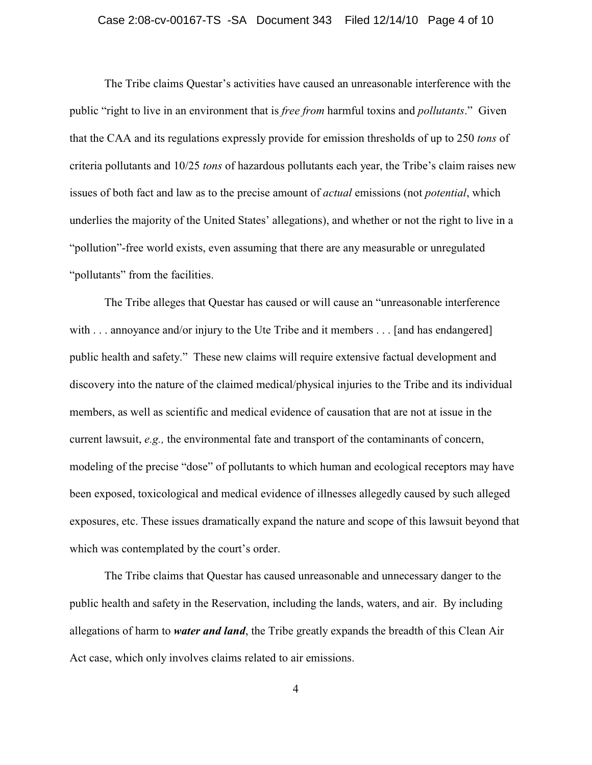The Tribe claims Questar's activities have caused an unreasonable interference with the public "right to live in an environment that is *free from* harmful toxins and *pollutants*." Given that the CAA and its regulations expressly provide for emission thresholds of up to 250 *tons* of criteria pollutants and 10/25 *tons* of hazardous pollutants each year, the Tribe's claim raises new issues of both fact and law as to the precise amount of *actual* emissions (not *potential*, which underlies the majority of the United States' allegations), and whether or not the right to live in a "pollution"-free world exists, even assuming that there are any measurable or unregulated "pollutants" from the facilities.

The Tribe alleges that Questar has caused or will cause an "unreasonable interference with . . . annoyance and/or injury to the Ute Tribe and it members . . . [and has endangered] public health and safety." These new claims will require extensive factual development and discovery into the nature of the claimed medical/physical injuries to the Tribe and its individual members, as well as scientific and medical evidence of causation that are not at issue in the current lawsuit, *e.g.,* the environmental fate and transport of the contaminants of concern, modeling of the precise "dose" of pollutants to which human and ecological receptors may have been exposed, toxicological and medical evidence of illnesses allegedly caused by such alleged exposures, etc. These issues dramatically expand the nature and scope of this lawsuit beyond that which was contemplated by the court's order.

The Tribe claims that Questar has caused unreasonable and unnecessary danger to the public health and safety in the Reservation, including the lands, waters, and air. By including allegations of harm to ***water and land***, the Tribe greatly expands the breadth of this Clean Air Act case, which only involves claims related to air emissions.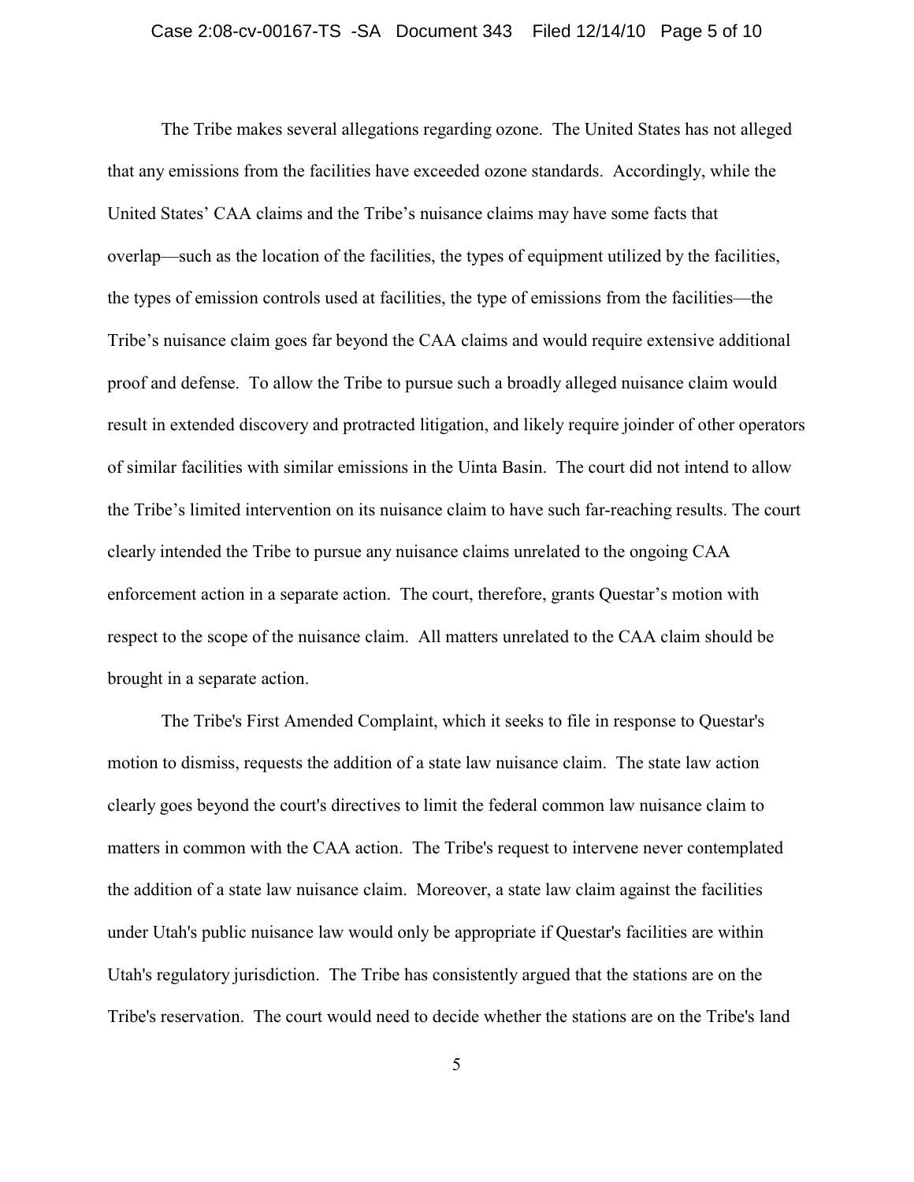The Tribe makes several allegations regarding ozone. The United States has not alleged that any emissions from the facilities have exceeded ozone standards. Accordingly, while the United States' CAA claims and the Tribe's nuisance claims may have some facts that overlap—such as the location of the facilities, the types of equipment utilized by the facilities, the types of emission controls used at facilities, the type of emissions from the facilities—the Tribe's nuisance claim goes far beyond the CAA claims and would require extensive additional proof and defense. To allow the Tribe to pursue such a broadly alleged nuisance claim would result in extended discovery and protracted litigation, and likely require joinder of other operators of similar facilities with similar emissions in the Uinta Basin. The court did not intend to allow the Tribe's limited intervention on its nuisance claim to have such far-reaching results. The court clearly intended the Tribe to pursue any nuisance claims unrelated to the ongoing CAA enforcement action in a separate action. The court, therefore, grants Questar's motion with respect to the scope of the nuisance claim. All matters unrelated to the CAA claim should be brought in a separate action.

The Tribe's First Amended Complaint, which it seeks to file in response to Questar's motion to dismiss, requests the addition of a state law nuisance claim. The state law action clearly goes beyond the court's directives to limit the federal common law nuisance claim to matters in common with the CAA action. The Tribe's request to intervene never contemplated the addition of a state law nuisance claim. Moreover, a state law claim against the facilities under Utah's public nuisance law would only be appropriate if Questar's facilities are within Utah's regulatory jurisdiction. The Tribe has consistently argued that the stations are on the Tribe's reservation. The court would need to decide whether the stations are on the Tribe's land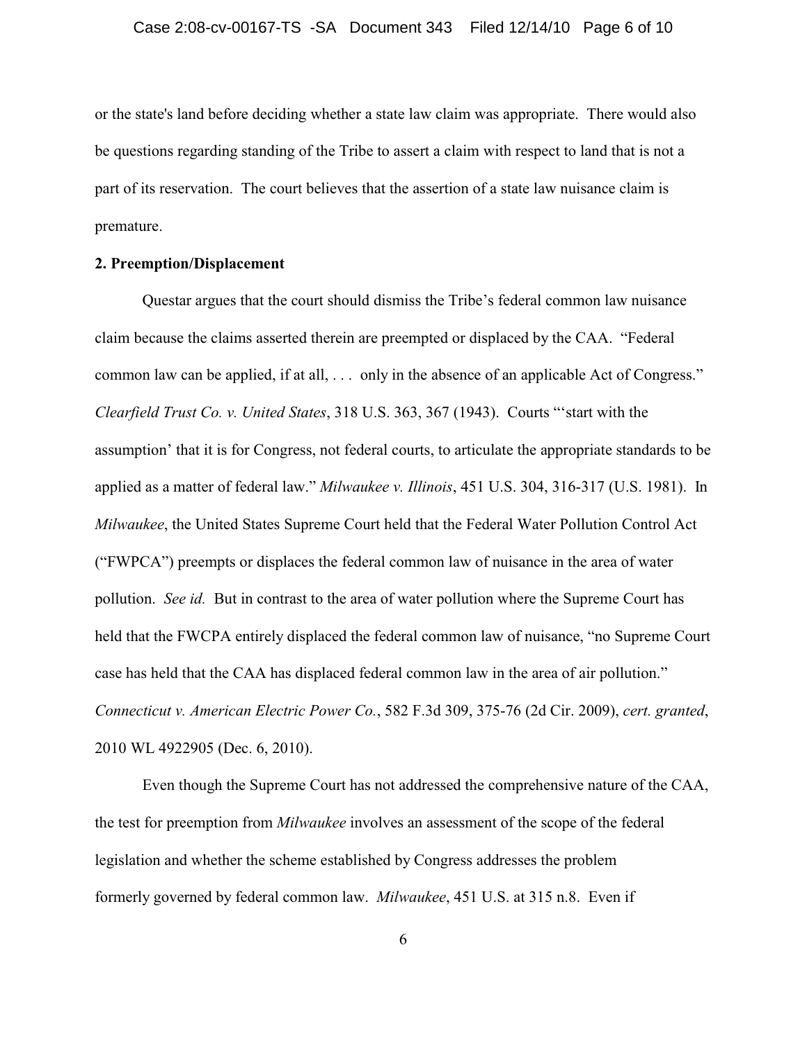or the state's land before deciding whether a state law claim was appropriate. There would also be questions regarding standing of the Tribe to assert a claim with respect to land that is not a part of its reservation. The court believes that the assertion of a state law nuisance claim is premature.

**2. Preemption/Displacement**

Questar argues that the court should dismiss the Tribe's federal common law nuisance claim because the claims asserted therein are preempted or displaced by the CAA. "Federal common law can be applied, if at all, . . . only in the absence of an applicable Act of Congress." *Clearfield Trust Co. v. United States*, 318 U.S. 363, 367 (1943). Courts "'start with the assumption' that it is for Congress, not federal courts, to articulate the appropriate standards to be applied as a matter of federal law." *Milwaukee v. Illinois*, 451 U.S. 304, 316-317 (U.S. 1981). In *Milwaukee*, the United States Supreme Court held that the Federal Water Pollution Control Act ("FWPCA") preempts or displaces the federal common law of nuisance in the area of water pollution. *See id.* But in contrast to the area of water pollution where the Supreme Court has held that the FWCPA entirely displaced the federal common law of nuisance, "no Supreme Court case has held that the CAA has displaced federal common law in the area of air pollution." *Connecticut v. American Electric Power Co.*, 582 F.3d 309, 375-76 (2d Cir. 2009), *cert. granted*, 2010 WL 4922905 (Dec. 6, 2010).

Even though the Supreme Court has not addressed the comprehensive nature of the CAA, the test for preemption from *Milwaukee* involves an assessment of the scope of the federal legislation and whether the scheme established by Congress addresses the problem formerly governed by federal common law. *Milwaukee*, 451 U.S. at 315 n.8. Even if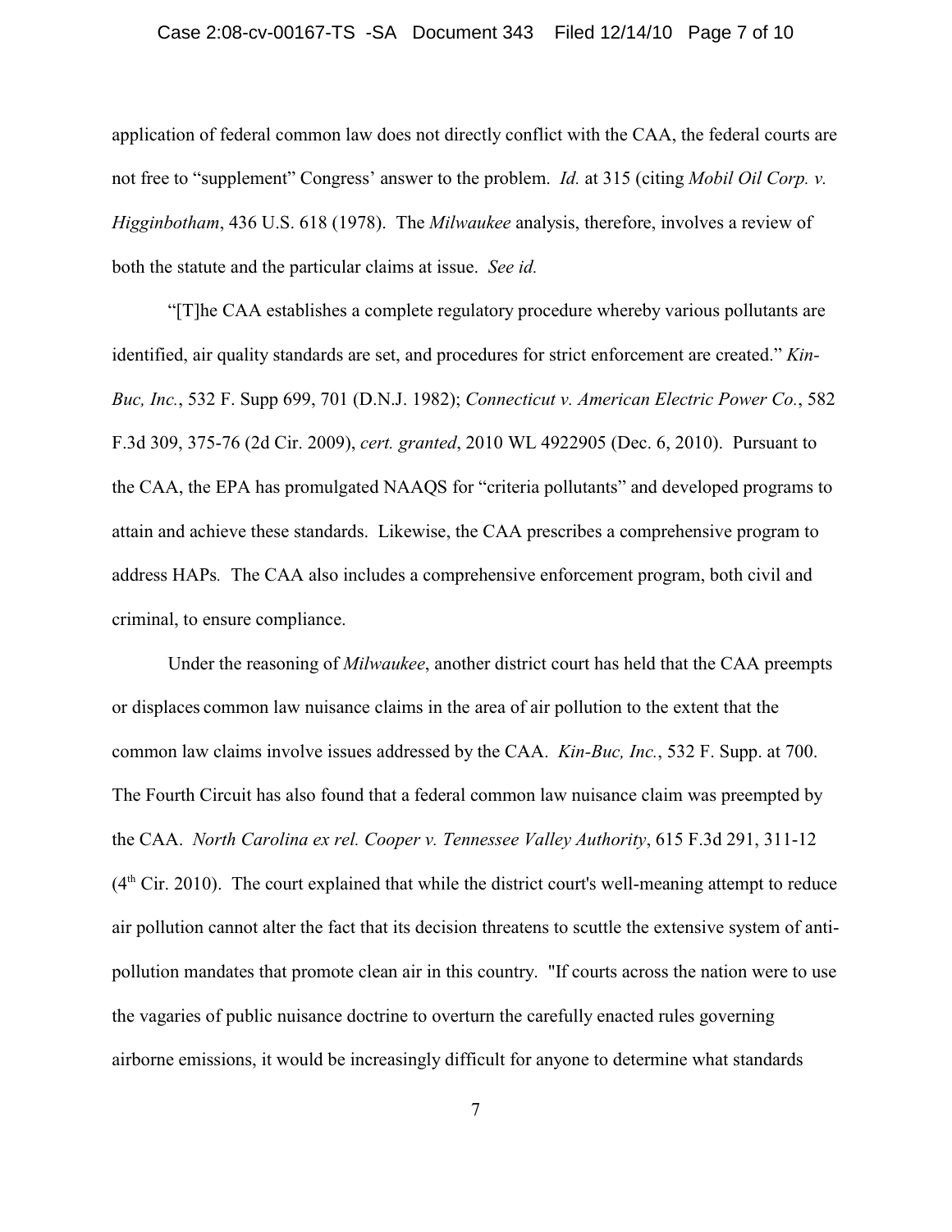application of federal common law does not directly conflict with the CAA, the federal courts are not free to "supplement" Congress' answer to the problem. *Id.* at 315 (citing *Mobil Oil Corp. v. Higginbotham*, 436 U.S. 618 (1978). The *Milwaukee* analysis, therefore, involves a review of both the statute and the particular claims at issue. *See id.*

"[T]he CAA establishes a complete regulatory procedure whereby various pollutants are identified, air quality standards are set, and procedures for strict enforcement are created." *Kin-Buc, Inc.*, 532 F. Supp 699, 701 (D.N.J. 1982); *Connecticut v. American Electric Power Co.*, 582 F.3d 309, 375-76 (2d Cir. 2009), *cert. granted*, 2010 WL 4922905 (Dec. 6, 2010). Pursuant to the CAA, the EPA has promulgated NAAQS for "criteria pollutants" and developed programs to attain and achieve these standards. Likewise, the CAA prescribes a comprehensive program to address HAPs. The CAA also includes a comprehensive enforcement program, both civil and criminal, to ensure compliance.

Under the reasoning of *Milwaukee*, another district court has held that the CAA preempts or displaces common law nuisance claims in the area of air pollution to the extent that the common law claims involve issues addressed by the CAA. *Kin-Buc, Inc.*, 532 F. Supp. at 700. The Fourth Circuit has also found that a federal common law nuisance claim was preempted by the CAA. *North Carolina ex rel. Cooper v. Tennessee Valley Authority*, 615 F.3d 291, 311-12 (4th Cir. 2010). The court explained that while the district court's well-meaning attempt to reduce air pollution cannot alter the fact that its decision threatens to scuttle the extensive system of anti-pollution mandates that promote clean air in this country. "If courts across the nation were to use the vagaries of public nuisance doctrine to overturn the carefully enacted rules governing airborne emissions, it would be increasingly difficult for anyone to determine what standards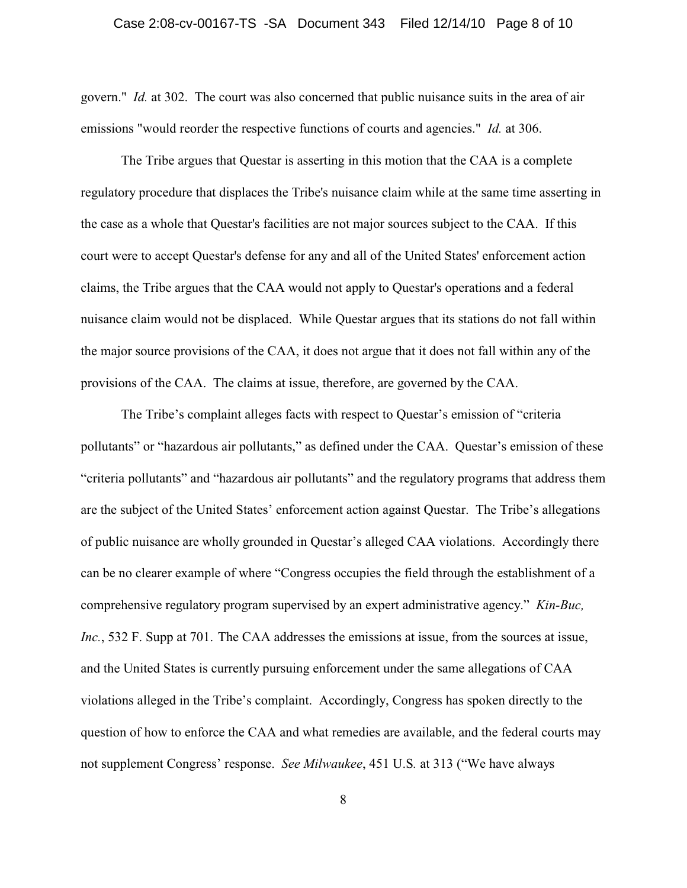govern." *Id.* at 302. The court was also concerned that public nuisance suits in the area of air emissions "would reorder the respective functions of courts and agencies." *Id.* at 306.

The Tribe argues that Questar is asserting in this motion that the CAA is a complete regulatory procedure that displaces the Tribe's nuisance claim while at the same time asserting in the case as a whole that Questar's facilities are not major sources subject to the CAA. If this court were to accept Questar's defense for any and all of the United States' enforcement action claims, the Tribe argues that the CAA would not apply to Questar's operations and a federal nuisance claim would not be displaced. While Questar argues that its stations do not fall within the major source provisions of the CAA, it does not argue that it does not fall within any of the provisions of the CAA. The claims at issue, therefore, are governed by the CAA.

The Tribe's complaint alleges facts with respect to Questar's emission of "criteria pollutants" or "hazardous air pollutants," as defined under the CAA. Questar's emission of these "criteria pollutants" and "hazardous air pollutants" and the regulatory programs that address them are the subject of the United States' enforcement action against Questar. The Tribe's allegations of public nuisance are wholly grounded in Questar's alleged CAA violations. Accordingly there can be no clearer example of where "Congress occupies the field through the establishment of a comprehensive regulatory program supervised by an expert administrative agency." *Kin-Buc, Inc.*, 532 F. Supp at 701. The CAA addresses the emissions at issue, from the sources at issue, and the United States is currently pursuing enforcement under the same allegations of CAA violations alleged in the Tribe's complaint. Accordingly, Congress has spoken directly to the question of how to enforce the CAA and what remedies are available, and the federal courts may not supplement Congress' response. *See Milwaukee*, 451 U.S*.* at 313 ("We have always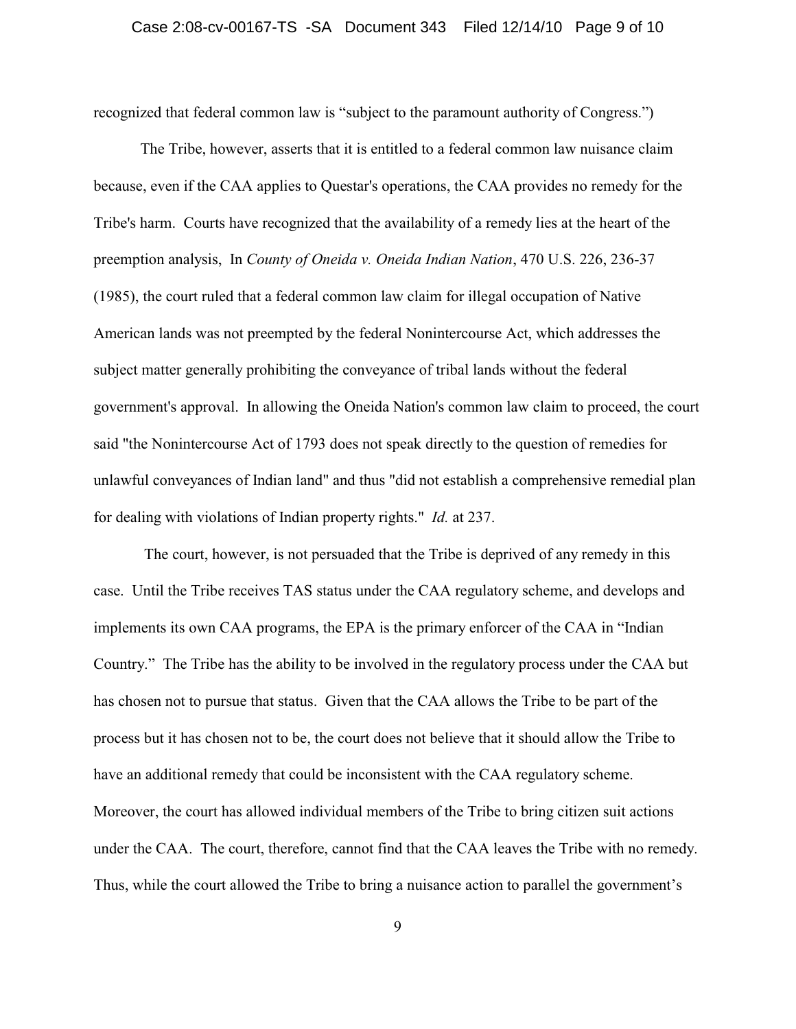recognized that federal common law is "subject to the paramount authority of Congress.")

The Tribe, however, asserts that it is entitled to a federal common law nuisance claim because, even if the CAA applies to Questar's operations, the CAA provides no remedy for the Tribe's harm. Courts have recognized that the availability of a remedy lies at the heart of the preemption analysis, In *County of Oneida v. Oneida Indian Nation*, 470 U.S. 226, 236-37 (1985), the court ruled that a federal common law claim for illegal occupation of Native American lands was not preempted by the federal Nonintercourse Act, which addresses the subject matter generally prohibiting the conveyance of tribal lands without the federal government's approval. In allowing the Oneida Nation's common law claim to proceed, the court said "the Nonintercourse Act of 1793 does not speak directly to the question of remedies for unlawful conveyances of Indian land" and thus "did not establish a comprehensive remedial plan for dealing with violations of Indian property rights." *Id.* at 237.

The court, however, is not persuaded that the Tribe is deprived of any remedy in this case. Until the Tribe receives TAS status under the CAA regulatory scheme, and develops and implements its own CAA programs, the EPA is the primary enforcer of the CAA in "Indian Country." The Tribe has the ability to be involved in the regulatory process under the CAA but has chosen not to pursue that status. Given that the CAA allows the Tribe to be part of the process but it has chosen not to be, the court does not believe that it should allow the Tribe to have an additional remedy that could be inconsistent with the CAA regulatory scheme. Moreover, the court has allowed individual members of the Tribe to bring citizen suit actions under the CAA. The court, therefore, cannot find that the CAA leaves the Tribe with no remedy. Thus, while the court allowed the Tribe to bring a nuisance action to parallel the government's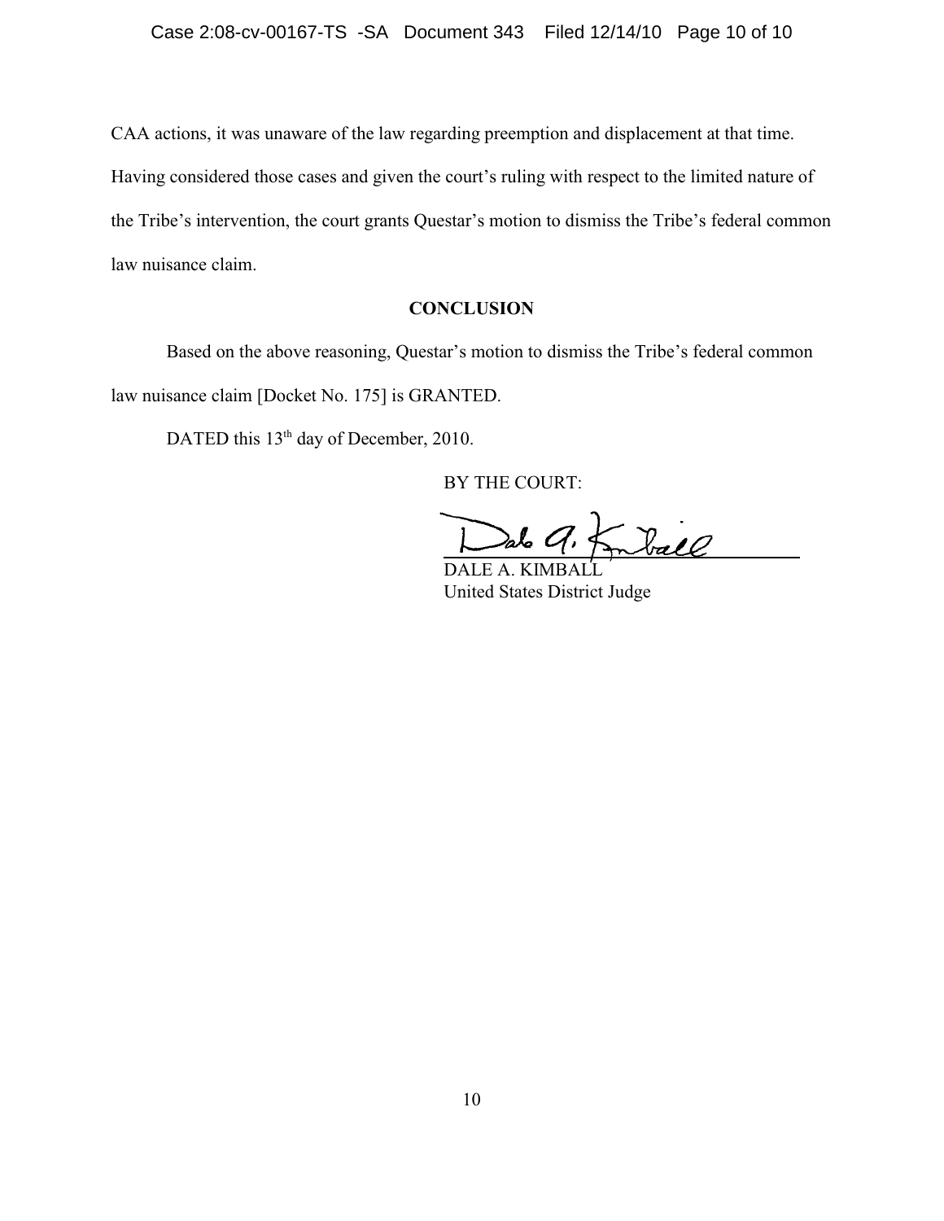CAA actions, it was unaware of the law regarding preemption and displacement at that time. Having considered those cases and given the court's ruling with respect to the limited nature of the Tribe's intervention, the court grants Questar's motion to dismiss the Tribe's federal common law nuisance claim.

## CONCLUSION

Based on the above reasoning, Questar's motion to dismiss the Tribe's federal common law nuisance claim [Docket No. 175] is GRANTED.

DATED this 13th day of December, 2010.

BY THE COURT:

DALE A. KIMBALL
United States District Judge